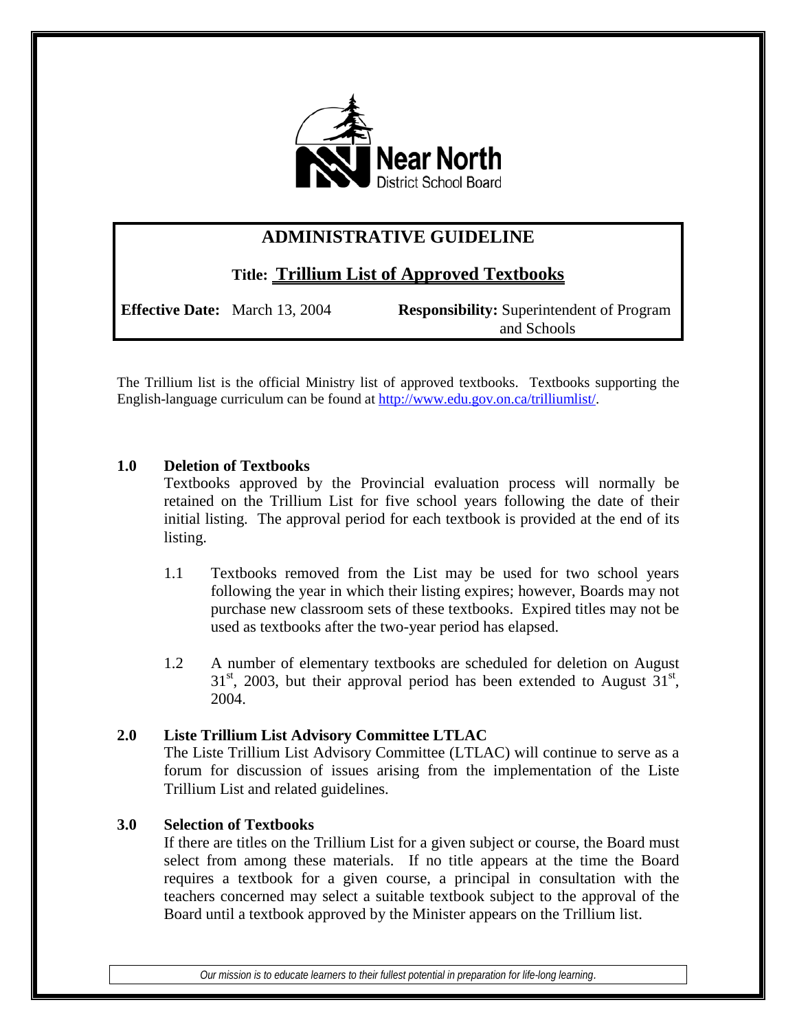Near North District School Board

# ADMINISTRATIVE GUIDELINE

## Title: Trillium List of Approved Textbooks

**Effective Date:** March 13, 2004

**Responsibility:** Superintendent of Program and Schools

The Trillium list is the official Ministry list of approved textbooks. Textbooks supporting the English-language curriculum can be found at http://www.edu.gov.on.ca/trilliumlist/.

### 1.0 Deletion of Textbooks

Textbooks approved by the Provincial evaluation process will normally be retained on the Trillium List for five school years following the date of their initial listing. The approval period for each textbook is provided at the end of its listing.

1.1 Textbooks removed from the List may be used for two school years following the year in which their listing expires; however, Boards may not purchase new classroom sets of these textbooks. Expired titles may not be used as textbooks after the two-year period has elapsed.

1.2 A number of elementary textbooks are scheduled for deletion on August 31st, 2003, but their approval period has been extended to August 31st, 2004.

### 2.0 Liste Trillium List Advisory Committee LTLAC

The Liste Trillium List Advisory Committee (LTLAC) will continue to serve as a forum for discussion of issues arising from the implementation of the Liste Trillium List and related guidelines.

### 3.0 Selection of Textbooks

If there are titles on the Trillium List for a given subject or course, the Board must select from among these materials. If no title appears at the time the Board requires a textbook for a given course, a principal in consultation with the teachers concerned may select a suitable textbook subject to the approval of the Board until a textbook approved by the Minister appears on the Trillium list.

*Our mission is to educate learners to their fullest potential in preparation for life-long learning.*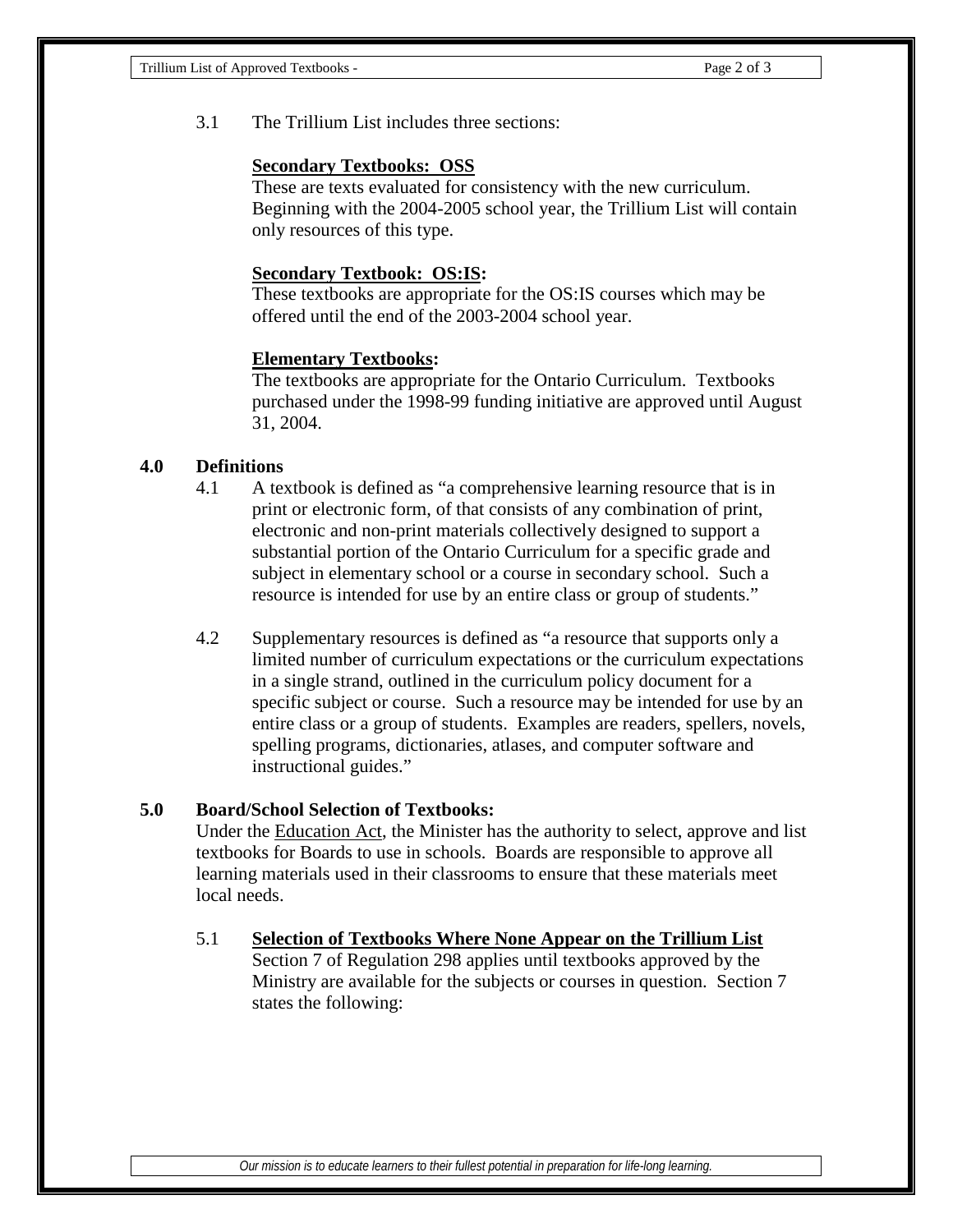3.1 The Trillium List includes three sections:

**Secondary Textbooks: OSS**

These are texts evaluated for consistency with the new curriculum. Beginning with the 2004-2005 school year, the Trillium List will contain only resources of this type.

**Secondary Textbook: OS:IS:**

These textbooks are appropriate for the OS:IS courses which may be offered until the end of the 2003-2004 school year.

**Elementary Textbooks:**

The textbooks are appropriate for the Ontario Curriculum. Textbooks purchased under the 1998-99 funding initiative are approved until August 31, 2004.

## 4.0 Definitions

4.1 A textbook is defined as "a comprehensive learning resource that is in print or electronic form, of that consists of any combination of print, electronic and non-print materials collectively designed to support a substantial portion of the Ontario Curriculum for a specific grade and subject in elementary school or a course in secondary school. Such a resource is intended for use by an entire class or group of students."

4.2 Supplementary resources is defined as "a resource that supports only a limited number of curriculum expectations or the curriculum expectations in a single strand, outlined in the curriculum policy document for a specific subject or course. Such a resource may be intended for use by an entire class or a group of students. Examples are readers, spellers, novels, spelling programs, dictionaries, atlases, and computer software and instructional guides."

## 5.0 Board/School Selection of Textbooks:

Under the Education Act, the Minister has the authority to select, approve and list textbooks for Boards to use in schools. Boards are responsible to approve all learning materials used in their classrooms to ensure that these materials meet local needs.

5.1 **Selection of Textbooks Where None Appear on the Trillium List**

Section 7 of Regulation 298 applies until textbooks approved by the Ministry are available for the subjects or courses in question. Section 7 states the following: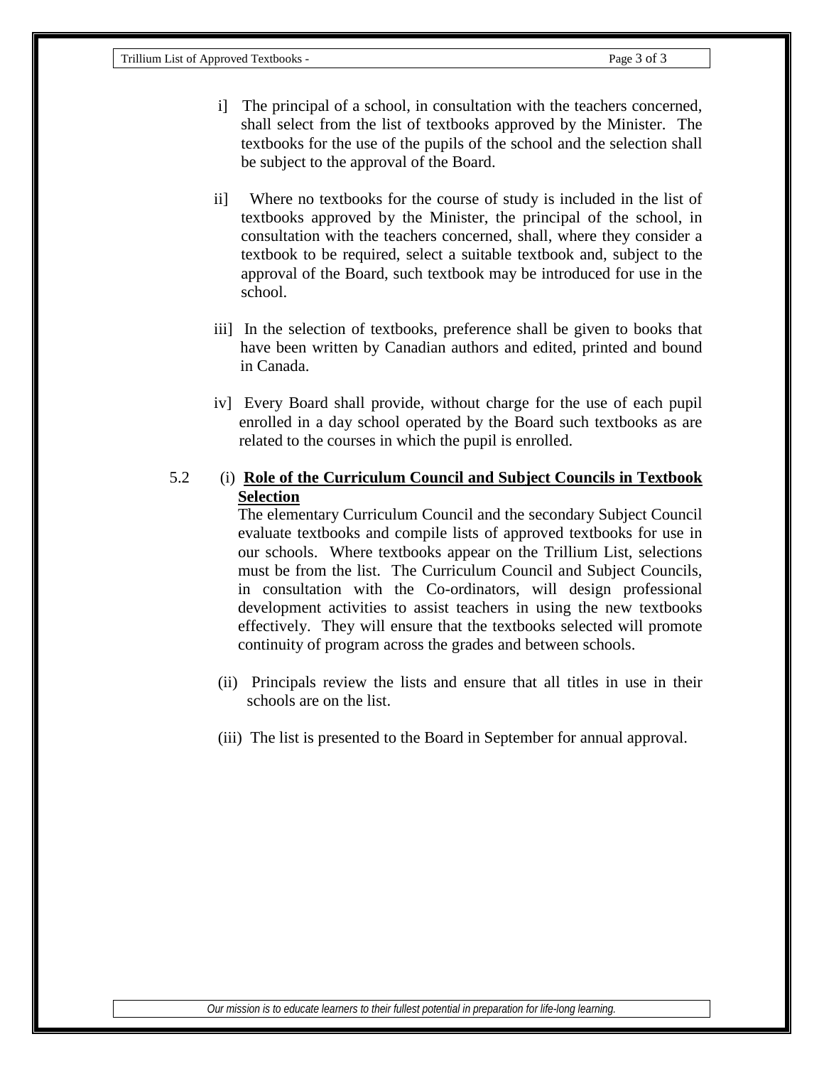i] The principal of a school, in consultation with the teachers concerned, shall select from the list of textbooks approved by the Minister. The textbooks for the use of the pupils of the school and the selection shall be subject to the approval of the Board.

ii] Where no textbooks for the course of study is included in the list of textbooks approved by the Minister, the principal of the school, in consultation with the teachers concerned, shall, where they consider a textbook to be required, select a suitable textbook and, subject to the approval of the Board, such textbook may be introduced for use in the school.

iii] In the selection of textbooks, preference shall be given to books that have been written by Canadian authors and edited, printed and bound in Canada.

iv] Every Board shall provide, without charge for the use of each pupil enrolled in a day school operated by the Board such textbooks as are related to the courses in which the pupil is enrolled.

5.2 (i) **Role of the Curriculum Council and Subject Councils in Textbook Selection**

The elementary Curriculum Council and the secondary Subject Council evaluate textbooks and compile lists of approved textbooks for use in our schools. Where textbooks appear on the Trillium List, selections must be from the list. The Curriculum Council and Subject Councils, in consultation with the Co-ordinators, will design professional development activities to assist teachers in using the new textbooks effectively. They will ensure that the textbooks selected will promote continuity of program across the grades and between schools.

(ii) Principals review the lists and ensure that all titles in use in their schools are on the list.

(iii) The list is presented to the Board in September for annual approval.